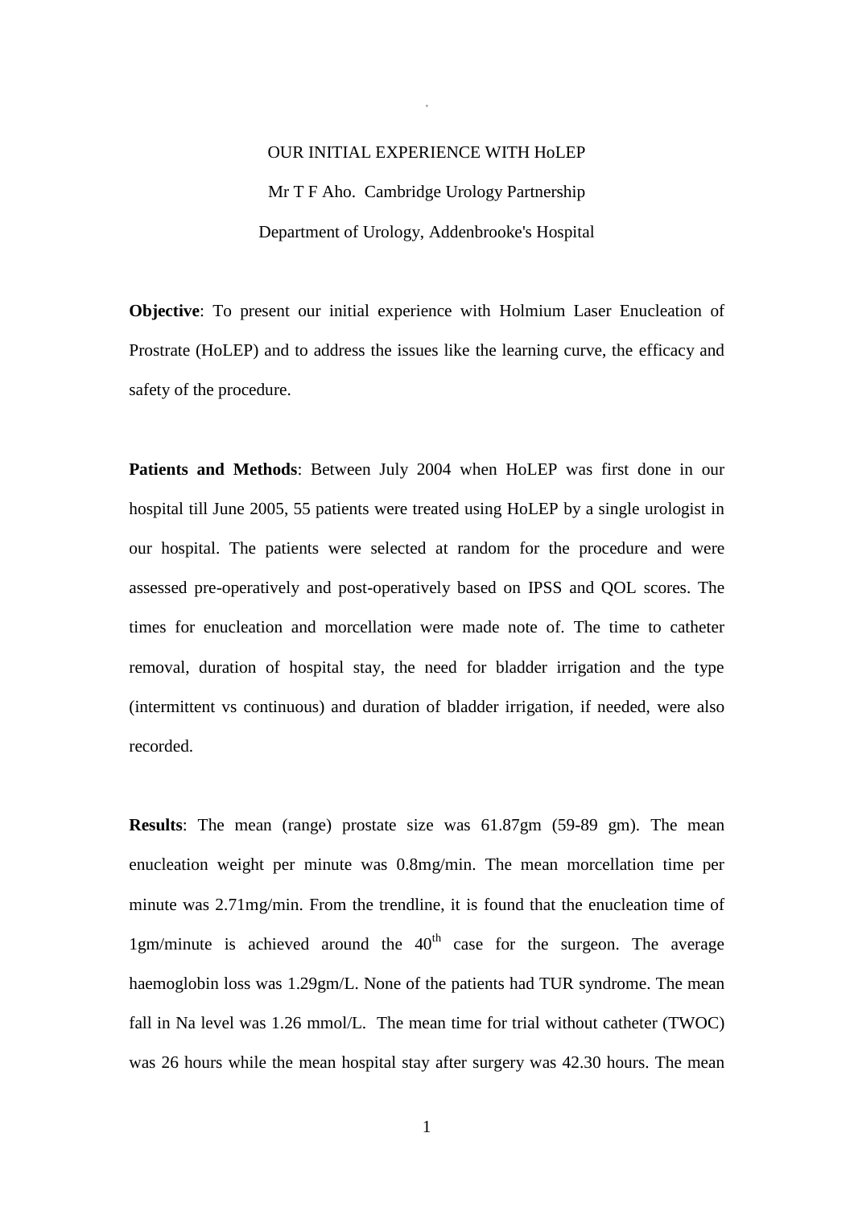# OUR INITIAL EXPERIENCE WITH HoLEP

Mr T F Aho. Cambridge Urology Partnership

Department of Urology, Addenbrooke's Hospital

**Objective**: To present our initial experience with Holmium Laser Enucleation of Prostrate (HoLEP) and to address the issues like the learning curve, the efficacy and safety of the procedure.

**Patients and Methods**: Between July 2004 when HoLEP was first done in our hospital till June 2005, 55 patients were treated using HoLEP by a single urologist in our hospital. The patients were selected at random for the procedure and were assessed pre-operatively and post-operatively based on IPSS and QOL scores. The times for enucleation and morcellation were made note of. The time to catheter removal, duration of hospital stay, the need for bladder irrigation and the type (intermittent vs continuous) and duration of bladder irrigation, if needed, were also recorded.

**Results**: The mean (range) prostate size was 61.87gm (59-89 gm). The mean enucleation weight per minute was 0.8mg/min. The mean morcellation time per minute was 2.71mg/min. From the trendline, it is found that the enucleation time of 1gm/minute is achieved around the $40^{th}$ case for the surgeon. The average haemoglobin loss was 1.29gm/L. None of the patients had TUR syndrome. The mean fall in Na level was 1.26 mmol/L. The mean time for trial without catheter (TWOC) was 26 hours while the mean hospital stay after surgery was 42.30 hours. The mean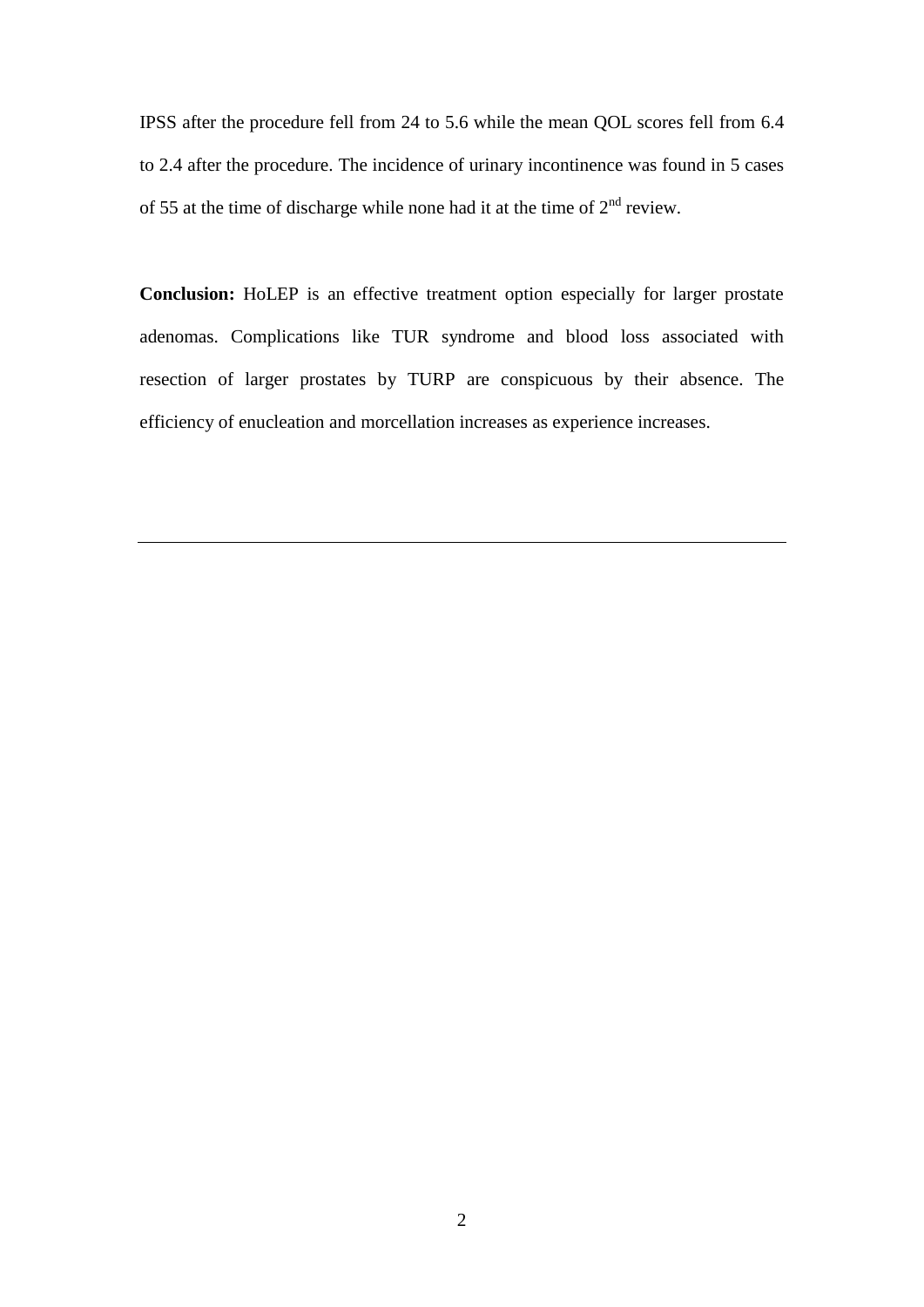IPSS after the procedure fell from 24 to 5.6 while the mean QOL scores fell from 6.4 to 2.4 after the procedure. The incidence of urinary incontinence was found in 5 cases of 55 at the time of discharge while none had it at the time of 2nd review.

**Conclusion:** HoLEP is an effective treatment option especially for larger prostate adenomas. Complications like TUR syndrome and blood loss associated with resection of larger prostates by TURP are conspicuous by their absence. The efficiency of enucleation and morcellation increases as experience increases.

---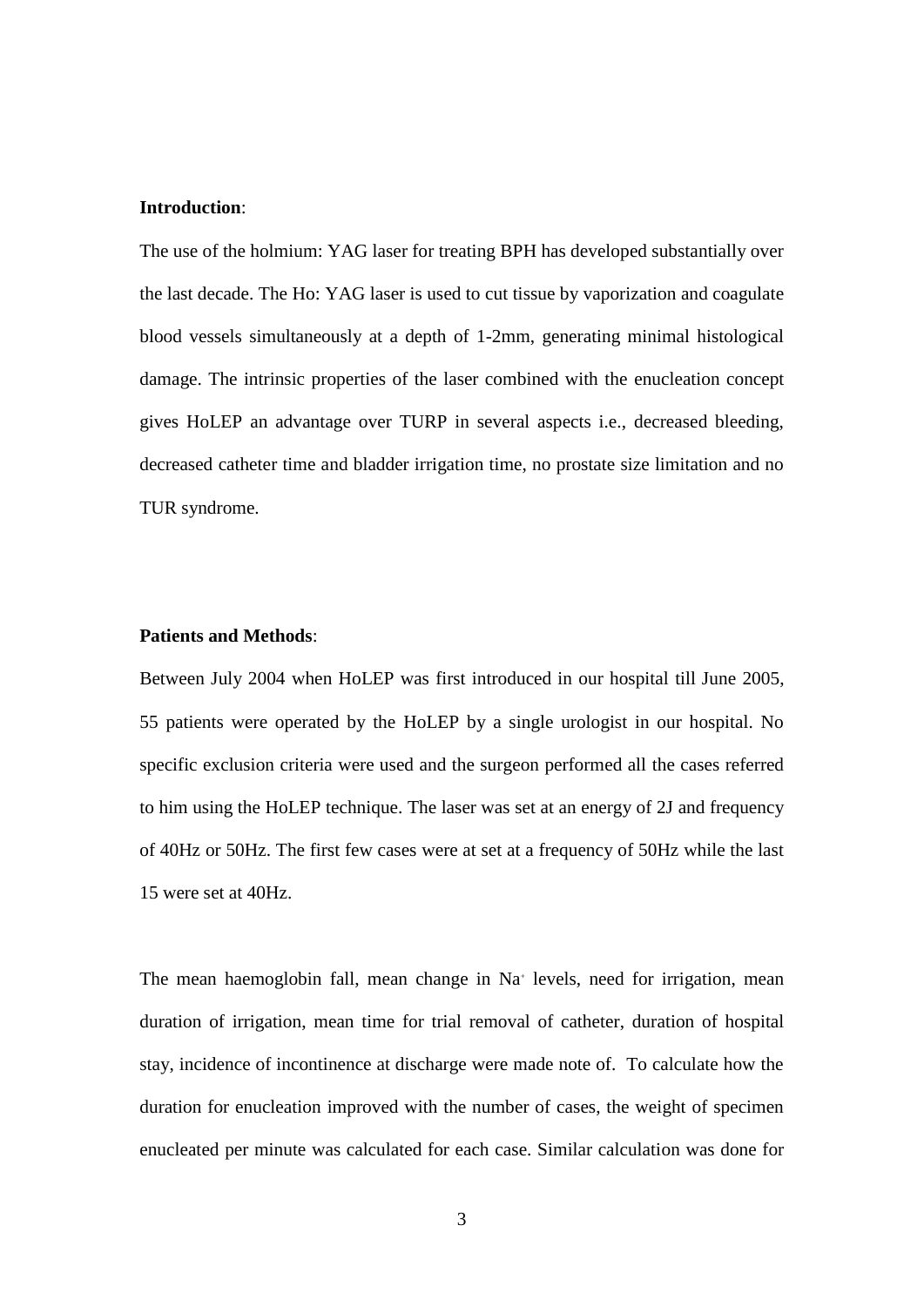**Introduction**:

The use of the holmium: YAG laser for treating BPH has developed substantially over the last decade. The Ho: YAG laser is used to cut tissue by vaporization and coagulate blood vessels simultaneously at a depth of 1-2mm, generating minimal histological damage. The intrinsic properties of the laser combined with the enucleation concept gives HoLEP an advantage over TURP in several aspects i.e., decreased bleeding, decreased catheter time and bladder irrigation time, no prostate size limitation and no TUR syndrome.

**Patients and Methods**:

Between July 2004 when HoLEP was first introduced in our hospital till June 2005, 55 patients were operated by the HoLEP by a single urologist in our hospital. No specific exclusion criteria were used and the surgeon performed all the cases referred to him using the HoLEP technique. The laser was set at an energy of 2J and frequency of 40Hz or 50Hz. The first few cases were at set at a frequency of 50Hz while the last 15 were set at 40Hz.

The mean haemoglobin fall, mean change in $Na^+$ levels, need for irrigation, mean duration of irrigation, mean time for trial removal of catheter, duration of hospital stay, incidence of incontinence at discharge were made note of. To calculate how the duration for enucleation improved with the number of cases, the weight of specimen enucleated per minute was calculated for each case. Similar calculation was done for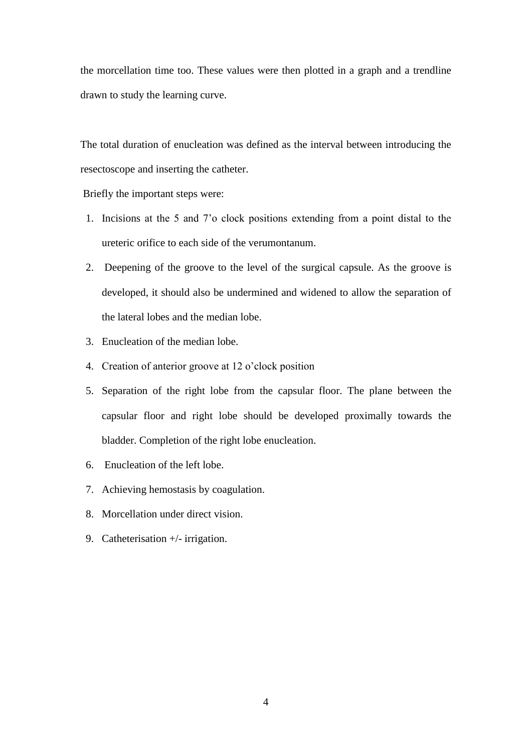the morcellation time too. These values were then plotted in a graph and a trendline drawn to study the learning curve.

The total duration of enucleation was defined as the interval between introducing the resectoscope and inserting the catheter.

Briefly the important steps were:

1. Incisions at the 5 and 7'o clock positions extending from a point distal to the ureteric orifice to each side of the verumontanum.
2. Deepening of the groove to the level of the surgical capsule. As the groove is developed, it should also be undermined and widened to allow the separation of the lateral lobes and the median lobe.
3. Enucleation of the median lobe.
4. Creation of anterior groove at 12 o'clock position
5. Separation of the right lobe from the capsular floor. The plane between the capsular floor and right lobe should be developed proximally towards the bladder. Completion of the right lobe enucleation.
6. Enucleation of the left lobe.
7. Achieving hemostasis by coagulation.
8. Morcellation under direct vision.
9. Catheterisation +/- irrigation.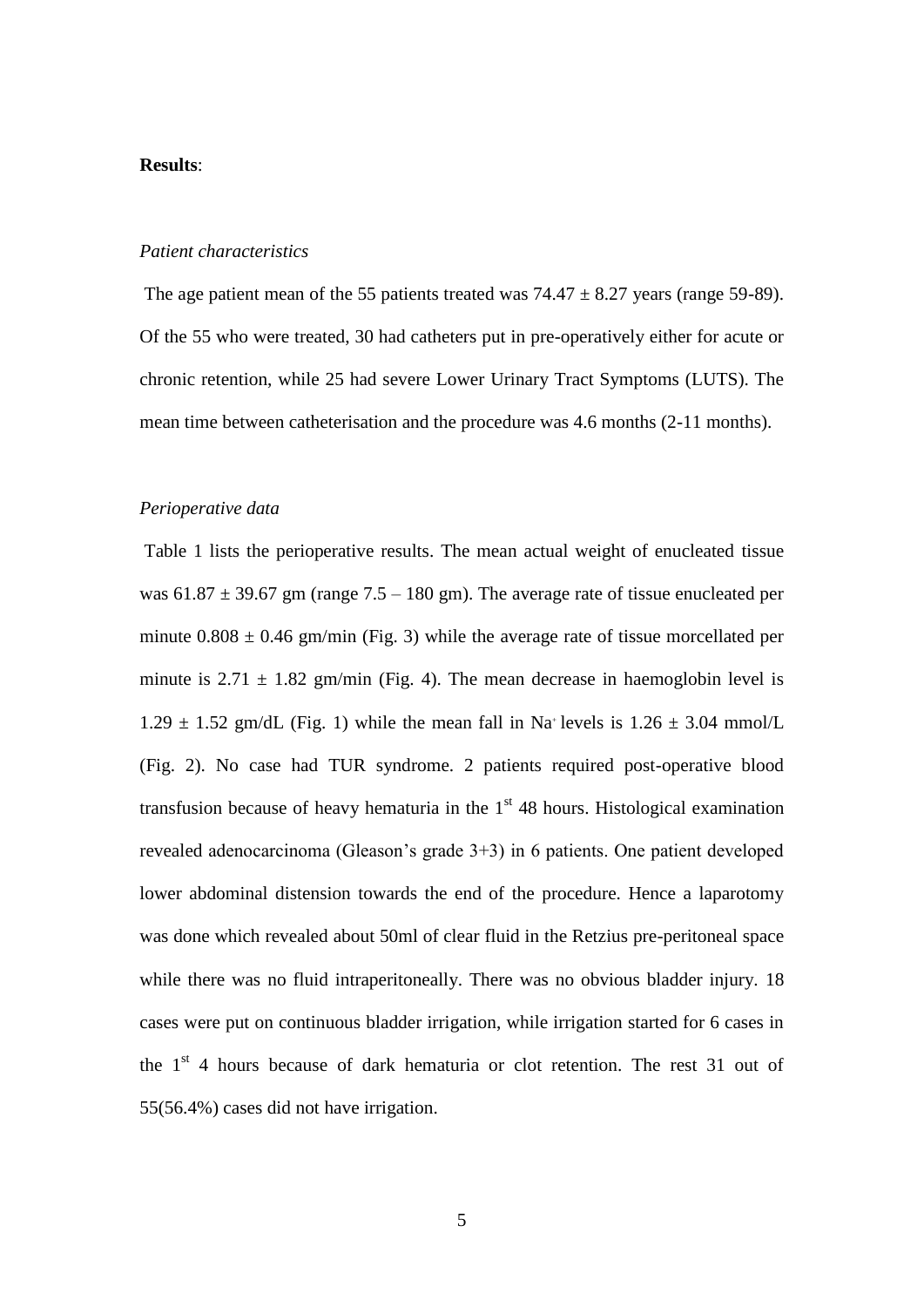**Results**:

*Patient characteristics*

The age patient mean of the 55 patients treated was $74.47 \pm 8.27$ years (range 59-89). Of the 55 who were treated, 30 had catheters put in pre-operatively either for acute or chronic retention, while 25 had severe Lower Urinary Tract Symptoms (LUTS). The mean time between catheterisation and the procedure was 4.6 months (2-11 months).

*Perioperative data*

Table 1 lists the perioperative results. The mean actual weight of enucleated tissue was $61.87 \pm 39.67$ gm (range 7.5 – 180 gm). The average rate of tissue enucleated per minute $0.808 \pm 0.46$ gm/min (Fig. 3) while the average rate of tissue morcellated per minute is $2.71 \pm 1.82$ gm/min (Fig. 4). The mean decrease in haemoglobin level is $1.29 \pm 1.52$ gm/dL (Fig. 1) while the mean fall in $Na^+$ levels is $1.26 \pm 3.04$ mmol/L (Fig. 2). No case had TUR syndrome. 2 patients required post-operative blood transfusion because of heavy hematuria in the 1st 48 hours. Histological examination revealed adenocarcinoma (Gleason's grade 3+3) in 6 patients. One patient developed lower abdominal distension towards the end of the procedure. Hence a laparotomy was done which revealed about 50ml of clear fluid in the Retzius pre-peritoneal space while there was no fluid intraperitoneally. There was no obvious bladder injury. 18 cases were put on continuous bladder irrigation, while irrigation started for 6 cases in the 1st 4 hours because of dark hematuria or clot retention. The rest 31 out of 55(56.4%) cases did not have irrigation.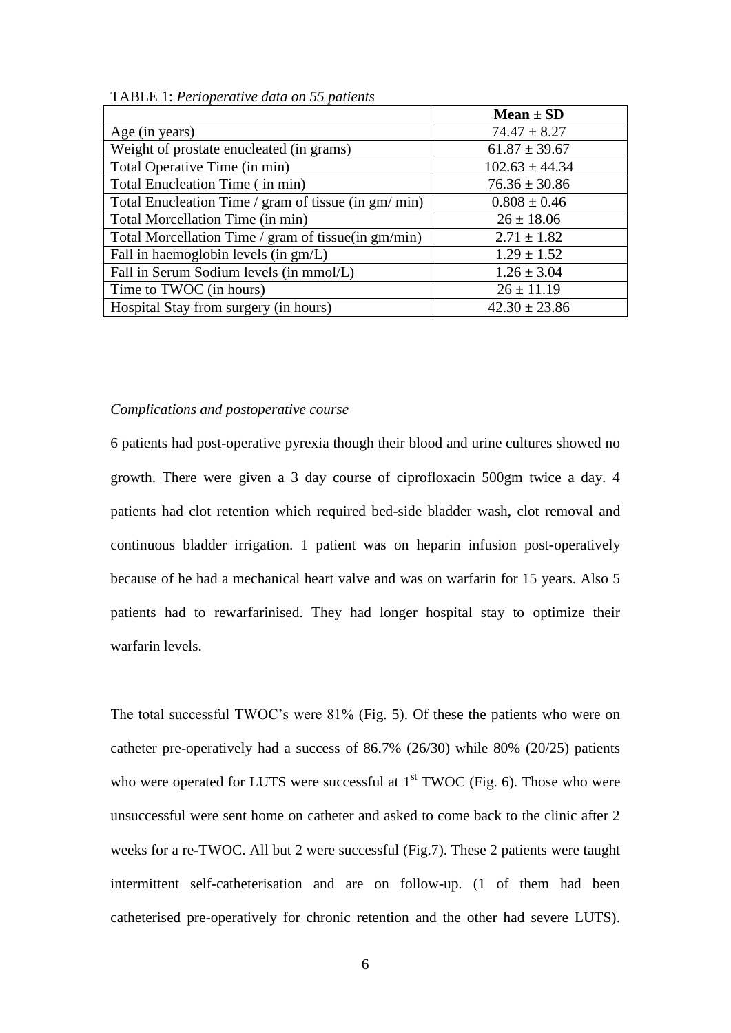TABLE 1: *Perioperative data on 55 patients*

| | **Mean ± SD** |
|---|---|
| Age (in years) | 74.47 ± 8.27 |
| Weight of prostate enucleated (in grams) | 61.87 ± 39.67 |
| Total Operative Time (in min) | 102.63 ± 44.34 |
| Total Enucleation Time ( in min) | 76.36 ± 30.86 |
| Total Enucleation Time / gram of tissue (in gm/ min) | 0.808 ± 0.46 |
| Total Morcellation Time (in min) | 26 ± 18.06 |
| Total Morcellation Time / gram of tissue(in gm/min) | 2.71 ± 1.82 |
| Fall in haemoglobin levels (in gm/L) | 1.29 ± 1.52 |
| Fall in Serum Sodium levels (in mmol/L) | 1.26 ± 3.04 |
| Time to TWOC (in hours) | 26 ± 11.19 |
| Hospital Stay from surgery (in hours) | 42.30 ± 23.86 |

*Complications and postoperative course*

6 patients had post-operative pyrexia though their blood and urine cultures showed no growth. There were given a 3 day course of ciprofloxacin 500gm twice a day. 4 patients had clot retention which required bed-side bladder wash, clot removal and continuous bladder irrigation. 1 patient was on heparin infusion post-operatively because of he had a mechanical heart valve and was on warfarin for 15 years. Also 5 patients had to rewarfarinised. They had longer hospital stay to optimize their warfarin levels.

The total successful TWOC's were 81% (Fig. 5). Of these the patients who were on catheter pre-operatively had a success of 86.7% (26/30) while 80% (20/25) patients who were operated for LUTS were successful at 1st TWOC (Fig. 6). Those who were unsuccessful were sent home on catheter and asked to come back to the clinic after 2 weeks for a re-TWOC. All but 2 were successful (Fig.7). These 2 patients were taught intermittent self-catheterisation and are on follow-up. (1 of them had been catheterised pre-operatively for chronic retention and the other had severe LUTS).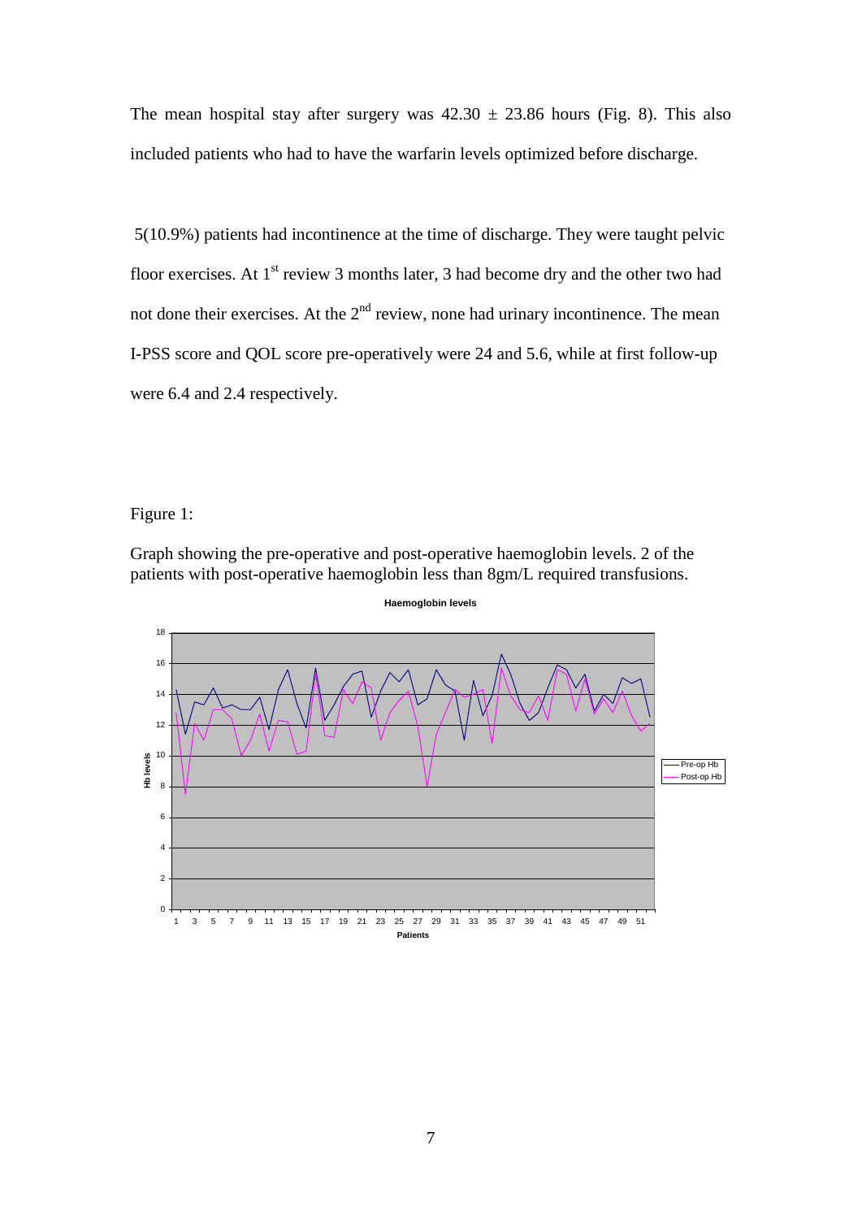The mean hospital stay after surgery was 42.30 ± 23.86 hours (Fig. 8). This also included patients who had to have the warfarin levels optimized before discharge.

5(10.9%) patients had incontinence at the time of discharge. They were taught pelvic floor exercises. At 1st review 3 months later, 3 had become dry and the other two had not done their exercises. At the 2nd review, none had urinary incontinence. The mean I-PSS score and QOL score pre-operatively were 24 and 5.6, while at first follow-up were 6.4 and 2.4 respectively.

Figure 1:

Graph showing the pre-operative and post-operative haemoglobin levels. 2 of the patients with post-operative haemoglobin less than 8gm/L required transfusions.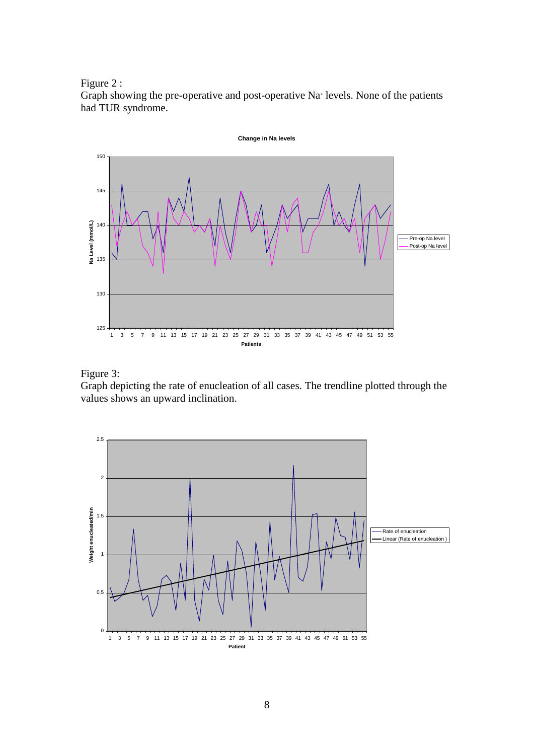Figure 2 :
Graph showing the pre-operative and post-operative $Na^{+}$ levels. None of the patients had TUR syndrome.

Figure 3:
Graph depicting the rate of enucleation of all cases. The trendline plotted through the values shows an upward inclination.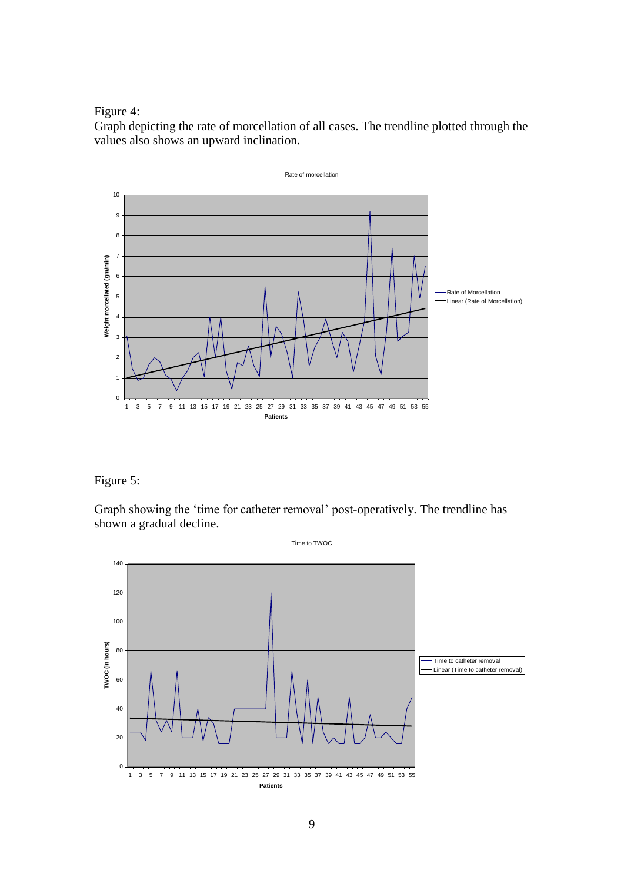Figure 4:

Graph depicting the rate of morcellation of all cases. The trendline plotted through the values also shows an upward inclination.

Figure 5:

Graph showing the 'time for catheter removal' post-operatively. The trendline has shown a gradual decline.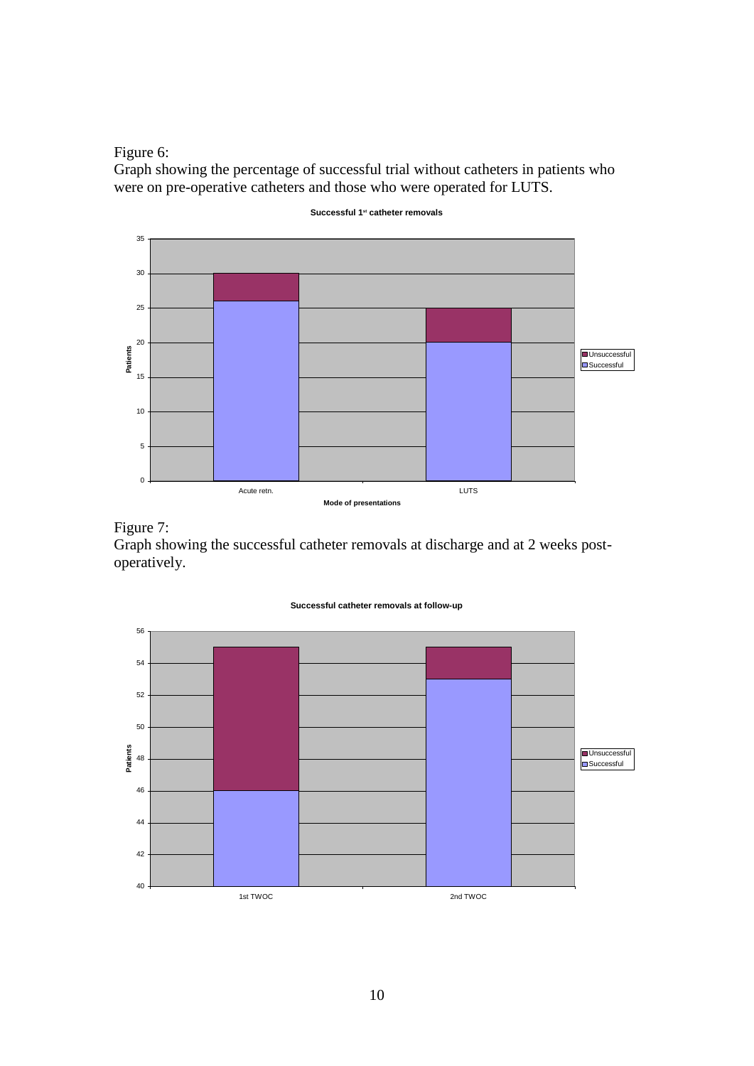Figure 6:
Graph showing the percentage of successful trial without catheters in patients who were on pre-operative catheters and those who were operated for LUTS.

Figure 7:
Graph showing the successful catheter removals at discharge and at 2 weeks post-operatively.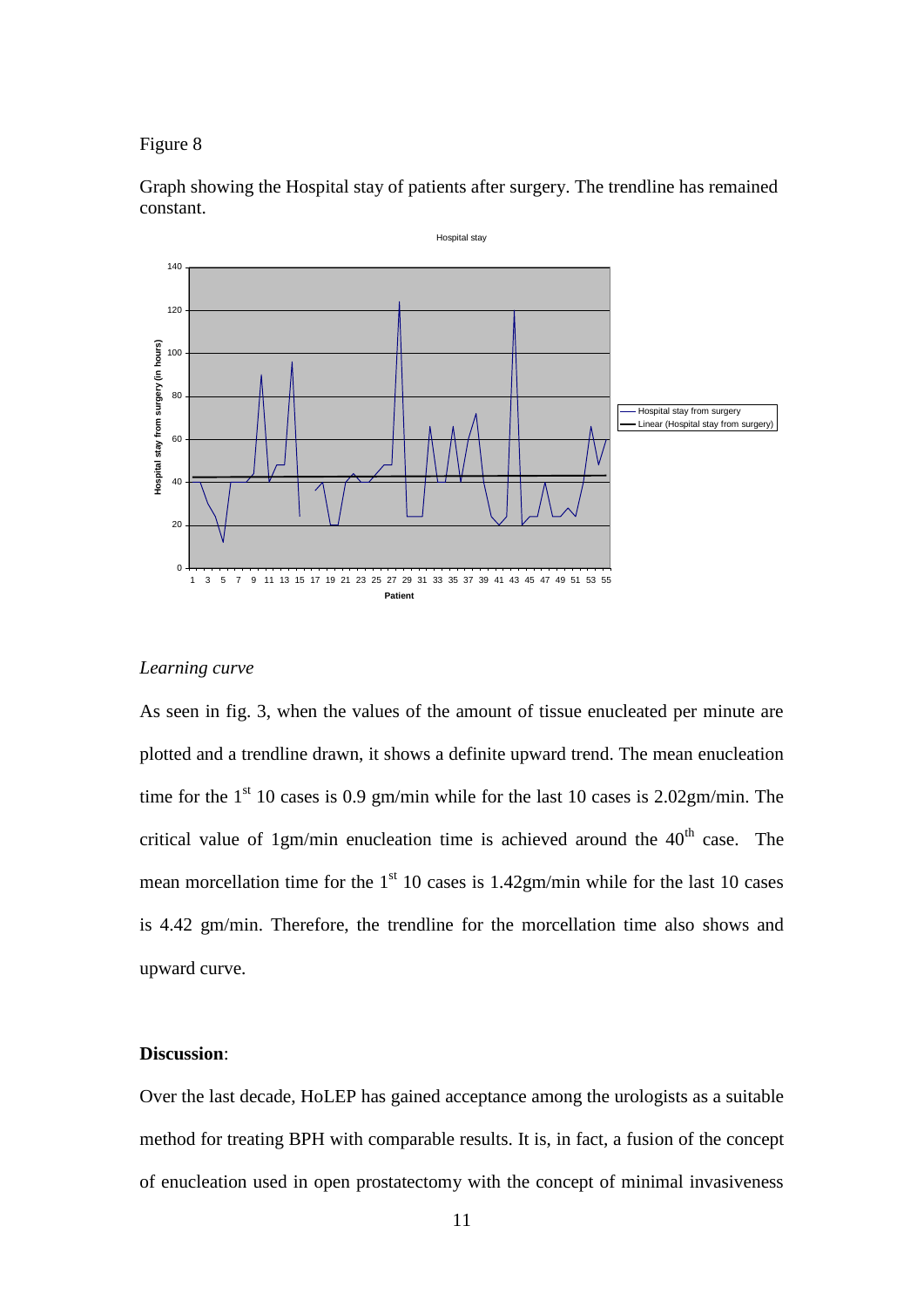Figure 8

Graph showing the Hospital stay of patients after surgery. The trendline has remained constant.

*Learning curve*

As seen in fig. 3, when the values of the amount of tissue enucleated per minute are plotted and a trendline drawn, it shows a definite upward trend. The mean enucleation time for the 1st 10 cases is 0.9 gm/min while for the last 10 cases is 2.02gm/min. The critical value of 1gm/min enucleation time is achieved around the 40th case. The mean morcellation time for the 1st 10 cases is 1.42gm/min while for the last 10 cases is 4.42 gm/min. Therefore, the trendline for the morcellation time also shows and upward curve.

**Discussion**:

Over the last decade, HoLEP has gained acceptance among the urologists as a suitable method for treating BPH with comparable results. It is, in fact, a fusion of the concept of enucleation used in open prostatectomy with the concept of minimal invasiveness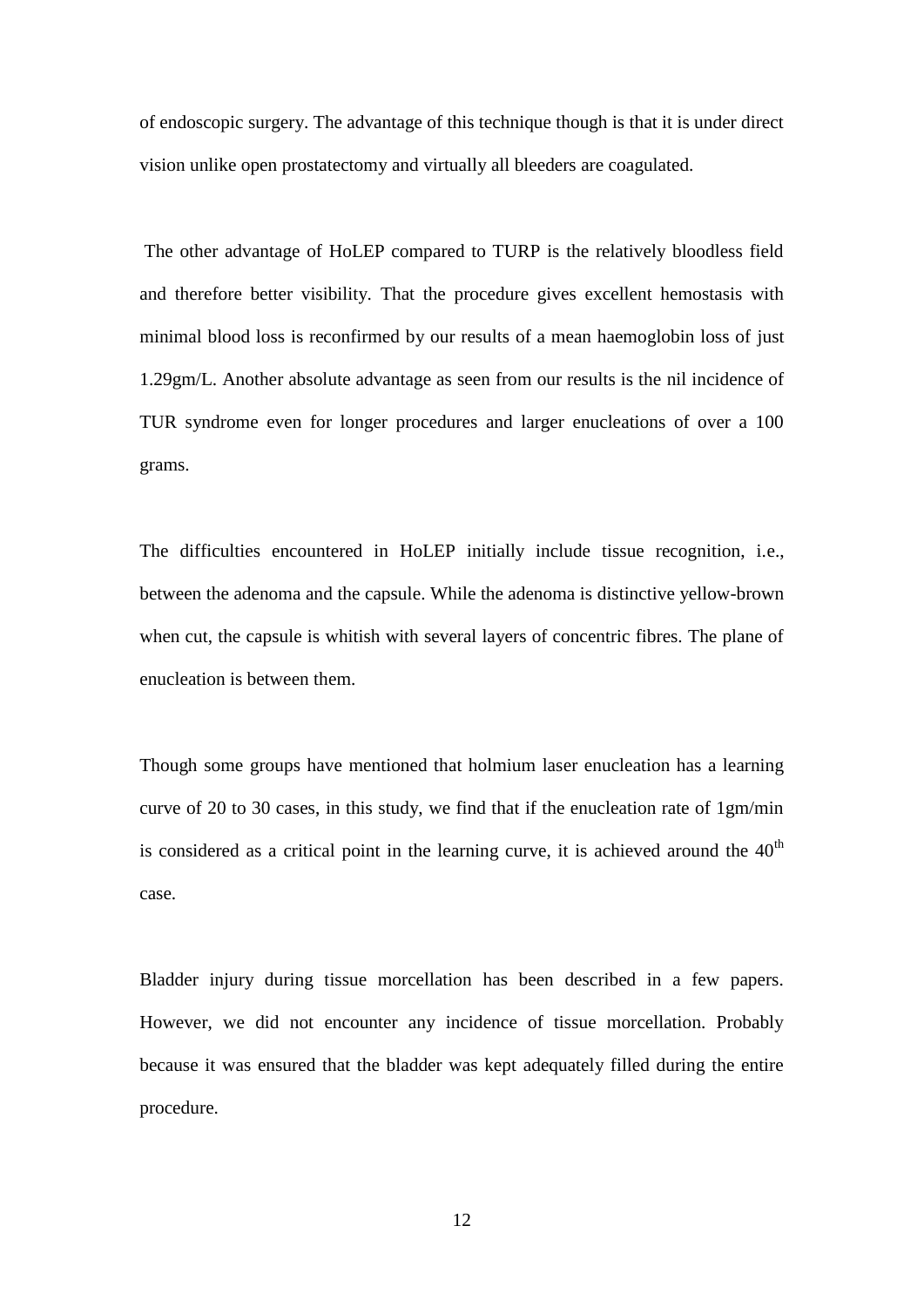of endoscopic surgery. The advantage of this technique though is that it is under direct vision unlike open prostatectomy and virtually all bleeders are coagulated.

The other advantage of HoLEP compared to TURP is the relatively bloodless field and therefore better visibility. That the procedure gives excellent hemostasis with minimal blood loss is reconfirmed by our results of a mean haemoglobin loss of just 1.29gm/L. Another absolute advantage as seen from our results is the nil incidence of TUR syndrome even for longer procedures and larger enucleations of over a 100 grams.

The difficulties encountered in HoLEP initially include tissue recognition, i.e., between the adenoma and the capsule. While the adenoma is distinctive yellow-brown when cut, the capsule is whitish with several layers of concentric fibres. The plane of enucleation is between them.

Though some groups have mentioned that holmium laser enucleation has a learning curve of 20 to 30 cases, in this study, we find that if the enucleation rate of 1gm/min is considered as a critical point in the learning curve, it is achieved around the 40$^{th}$ case.

Bladder injury during tissue morcellation has been described in a few papers. However, we did not encounter any incidence of tissue morcellation. Probably because it was ensured that the bladder was kept adequately filled during the entire procedure.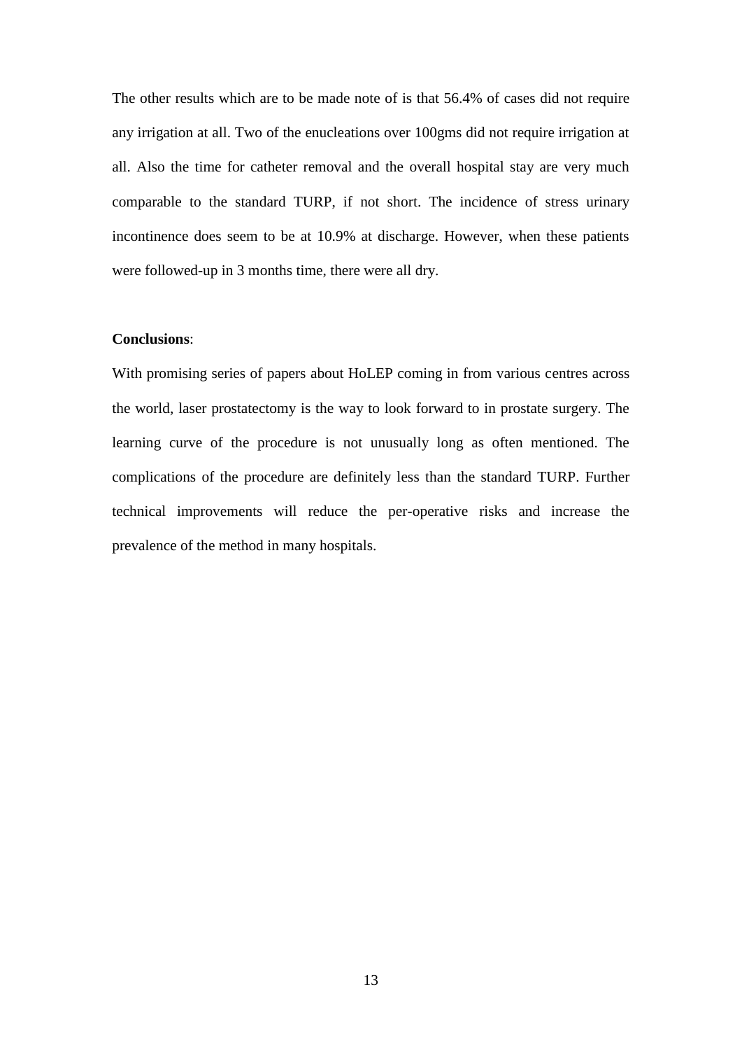The other results which are to be made note of is that 56.4% of cases did not require any irrigation at all. Two of the enucleations over 100gms did not require irrigation at all. Also the time for catheter removal and the overall hospital stay are very much comparable to the standard TURP, if not short. The incidence of stress urinary incontinence does seem to be at 10.9% at discharge. However, when these patients were followed-up in 3 months time, there were all dry.

**Conclusions**:

With promising series of papers about HoLEP coming in from various centres across the world, laser prostatectomy is the way to look forward to in prostate surgery. The learning curve of the procedure is not unusually long as often mentioned. The complications of the procedure are definitely less than the standard TURP. Further technical improvements will reduce the per-operative risks and increase the prevalence of the method in many hospitals.